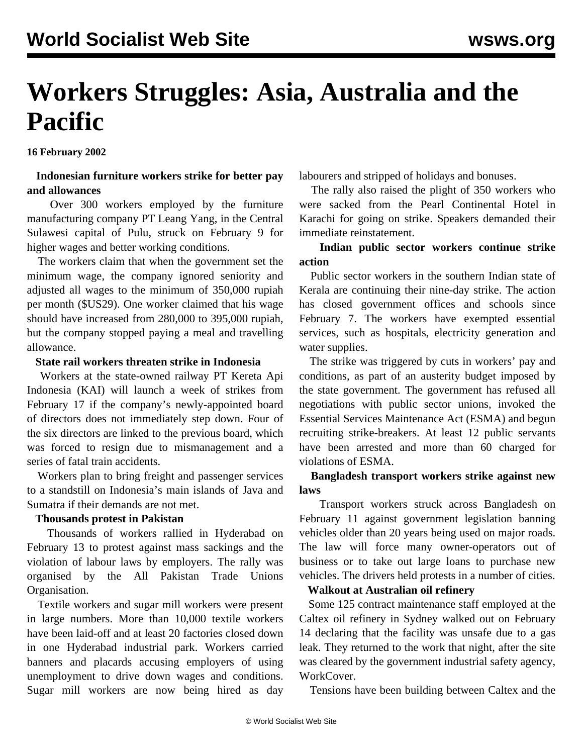# Workers Struggles: Asia, Australia and the Pacific

**16 February 2002**

**Indonesian furniture workers strike for better pay and allowances**

Over 300 workers employed by the furniture manufacturing company PT Leang Yang, in the Central Sulawesi capital of Pulu, struck on February 9 for higher wages and better working conditions.

The workers claim that when the government set the minimum wage, the company ignored seniority and adjusted all wages to the minimum of 350,000 rupiah per month ($US29). One worker claimed that his wage should have increased from 280,000 to 395,000 rupiah, but the company stopped paying a meal and travelling allowance.

**State rail workers threaten strike in Indonesia**

Workers at the state-owned railway PT Kereta Api Indonesia (KAI) will launch a week of strikes from February 17 if the company's newly-appointed board of directors does not immediately step down. Four of the six directors are linked to the previous board, which was forced to resign due to mismanagement and a series of fatal train accidents.

Workers plan to bring freight and passenger services to a standstill on Indonesia's main islands of Java and Sumatra if their demands are not met.

**Thousands protest in Pakistan**

Thousands of workers rallied in Hyderabad on February 13 to protest against mass sackings and the violation of labour laws by employers. The rally was organised by the All Pakistan Trade Unions Organisation.

Textile workers and sugar mill workers were present in large numbers. More than 10,000 textile workers have been laid-off and at least 20 factories closed down in one Hyderabad industrial park. Workers carried banners and placards accusing employers of using unemployment to drive down wages and conditions. Sugar mill workers are now being hired as day labourers and stripped of holidays and bonuses.

The rally also raised the plight of 350 workers who were sacked from the Pearl Continental Hotel in Karachi for going on strike. Speakers demanded their immediate reinstatement.

**Indian public sector workers continue strike action**

Public sector workers in the southern Indian state of Kerala are continuing their nine-day strike. The action has closed government offices and schools since February 7. The workers have exempted essential services, such as hospitals, electricity generation and water supplies.

The strike was triggered by cuts in workers' pay and conditions, as part of an austerity budget imposed by the state government. The government has refused all negotiations with public sector unions, invoked the Essential Services Maintenance Act (ESMA) and begun recruiting strike-breakers. At least 12 public servants have been arrested and more than 60 charged for violations of ESMA.

**Bangladesh transport workers strike against new laws**

Transport workers struck across Bangladesh on February 11 against government legislation banning vehicles older than 20 years being used on major roads. The law will force many owner-operators out of business or to take out large loans to purchase new vehicles. The drivers held protests in a number of cities.

**Walkout at Australian oil refinery**

Some 125 contract maintenance staff employed at the Caltex oil refinery in Sydney walked out on February 14 declaring that the facility was unsafe due to a gas leak. They returned to the work that night, after the site was cleared by the government industrial safety agency, WorkCover.

Tensions have been building between Caltex and the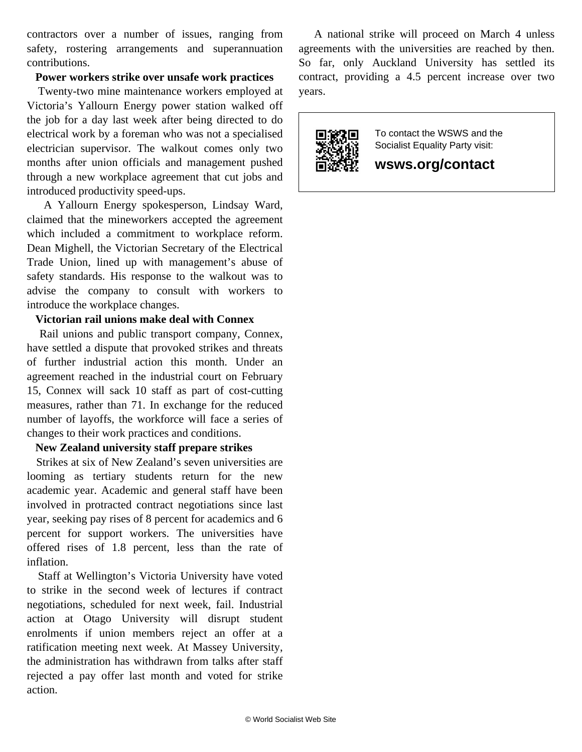contractors over a number of issues, ranging from safety, rostering arrangements and superannuation contributions.

**Power workers strike over unsafe work practices**

Twenty-two mine maintenance workers employed at Victoria's Yallourn Energy power station walked off the job for a day last week after being directed to do electrical work by a foreman who was not a specialised electrician supervisor. The walkout comes only two months after union officials and management pushed through a new workplace agreement that cut jobs and introduced productivity speed-ups.

A Yallourn Energy spokesperson, Lindsay Ward, claimed that the mineworkers accepted the agreement which included a commitment to workplace reform. Dean Mighell, the Victorian Secretary of the Electrical Trade Union, lined up with management's abuse of safety standards. His response to the walkout was to advise the company to consult with workers to introduce the workplace changes.

**Victorian rail unions make deal with Connex**

Rail unions and public transport company, Connex, have settled a dispute that provoked strikes and threats of further industrial action this month. Under an agreement reached in the industrial court on February 15, Connex will sack 10 staff as part of cost-cutting measures, rather than 71. In exchange for the reduced number of layoffs, the workforce will face a series of changes to their work practices and conditions.

**New Zealand university staff prepare strikes**

Strikes at six of New Zealand's seven universities are looming as tertiary students return for the new academic year. Academic and general staff have been involved in protracted contract negotiations since last year, seeking pay rises of 8 percent for academics and 6 percent for support workers. The universities have offered rises of 1.8 percent, less than the rate of inflation.

Staff at Wellington's Victoria University have voted to strike in the second week of lectures if contract negotiations, scheduled for next week, fail. Industrial action at Otago University will disrupt student enrolments if union members reject an offer at a ratification meeting next week. At Massey University, the administration has withdrawn from talks after staff rejected a pay offer last month and voted for strike action.

A national strike will proceed on March 4 unless agreements with the universities are reached by then. So far, only Auckland University has settled its contract, providing a 4.5 percent increase over two years.

To contact the WSWS and the Socialist Equality Party visit:

**wsws.org/contact**